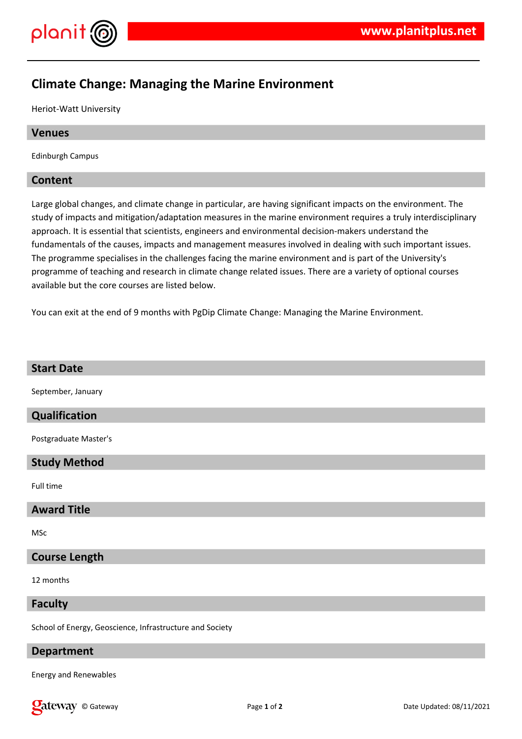# Climate Change: Managing the Marine Environment

Heriot-Watt University

## Venues

Edinburgh Campus

## Content

Large global changes, and climate change in particular, are having significant impacts on the environment. The study of impacts and mitigation/adaptation measures in the marine environment requires a truly interdisciplinary approach. It is essential that scientists, engineers and environmental decision-makers understand the fundamentals of the causes, impacts and management measures involved in dealing with such important issues. The programme specialises in the challenges facing the marine environment and is part of the University's programme of teaching and research in climate change related issues. There are a variety of optional courses available but the core courses are listed below.

You can exit at the end of 9 months with PgDip Climate Change: Managing the Marine Environment.

## Start Date

September, January

## Qualification

Postgraduate Master's

## Study Method

Full time

## Award Title

MSc

## Course Length

12 months

## Faculty

School of Energy, Geoscience, Infrastructure and Society

## Department

Energy and Renewables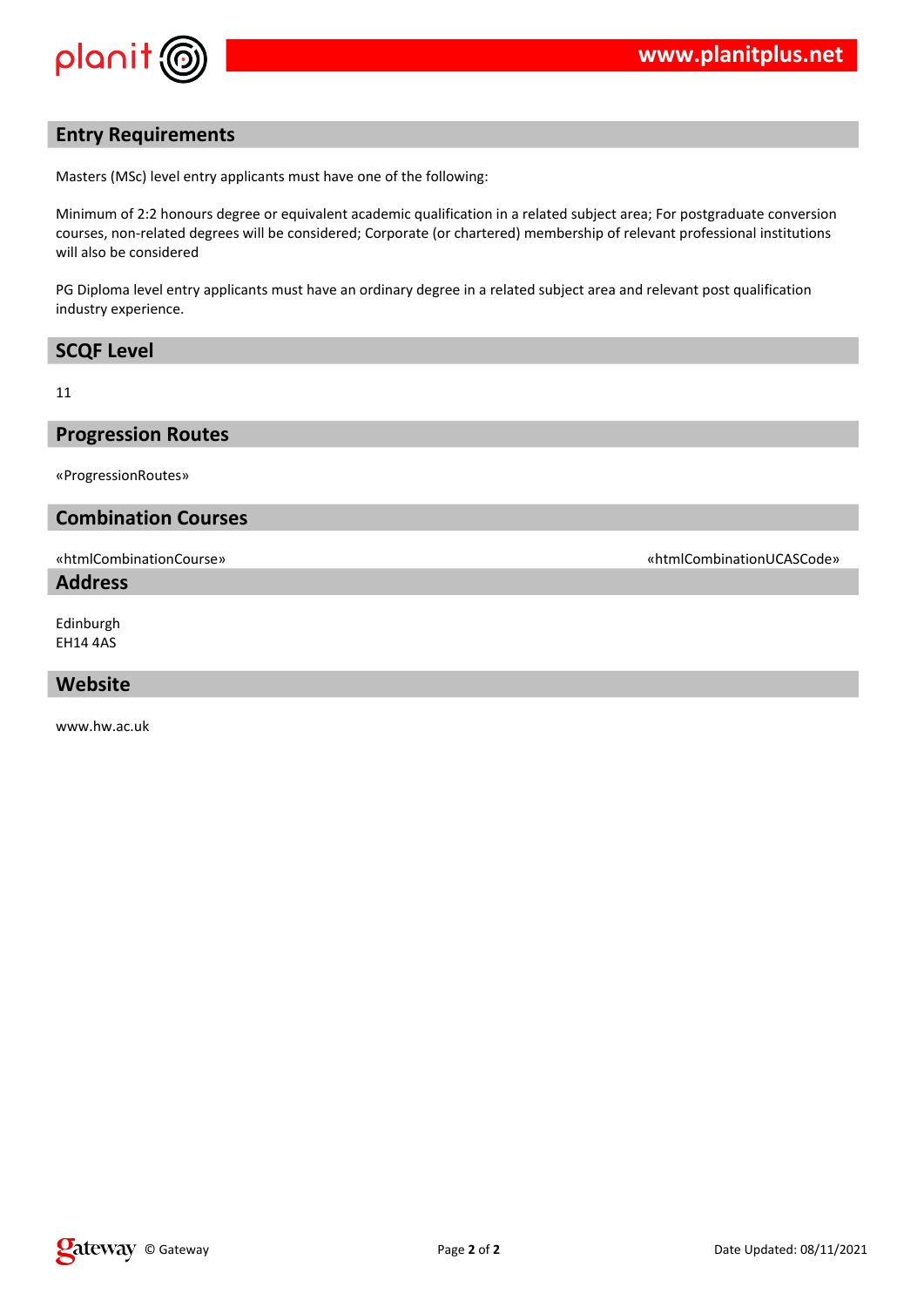## Entry Requirements

Masters (MSc) level entry applicants must have one of the following:

Minimum of 2:2 honours degree or equivalent academic qualification in a related subject area; For postgraduate conversion courses, non-related degrees will be considered; Corporate (or chartered) membership of relevant professional institutions will also be considered

PG Diploma level entry applicants must have an ordinary degree in a related subject area and relevant post qualification industry experience.

## SCQF Level

11

## Progression Routes

«ProgressionRoutes»

## Combination Courses

«htmlCombinationCourse» «htmlCombinationUCASCode»

## Address

Edinburgh
EH14 4AS

## Website

www.hw.ac.uk